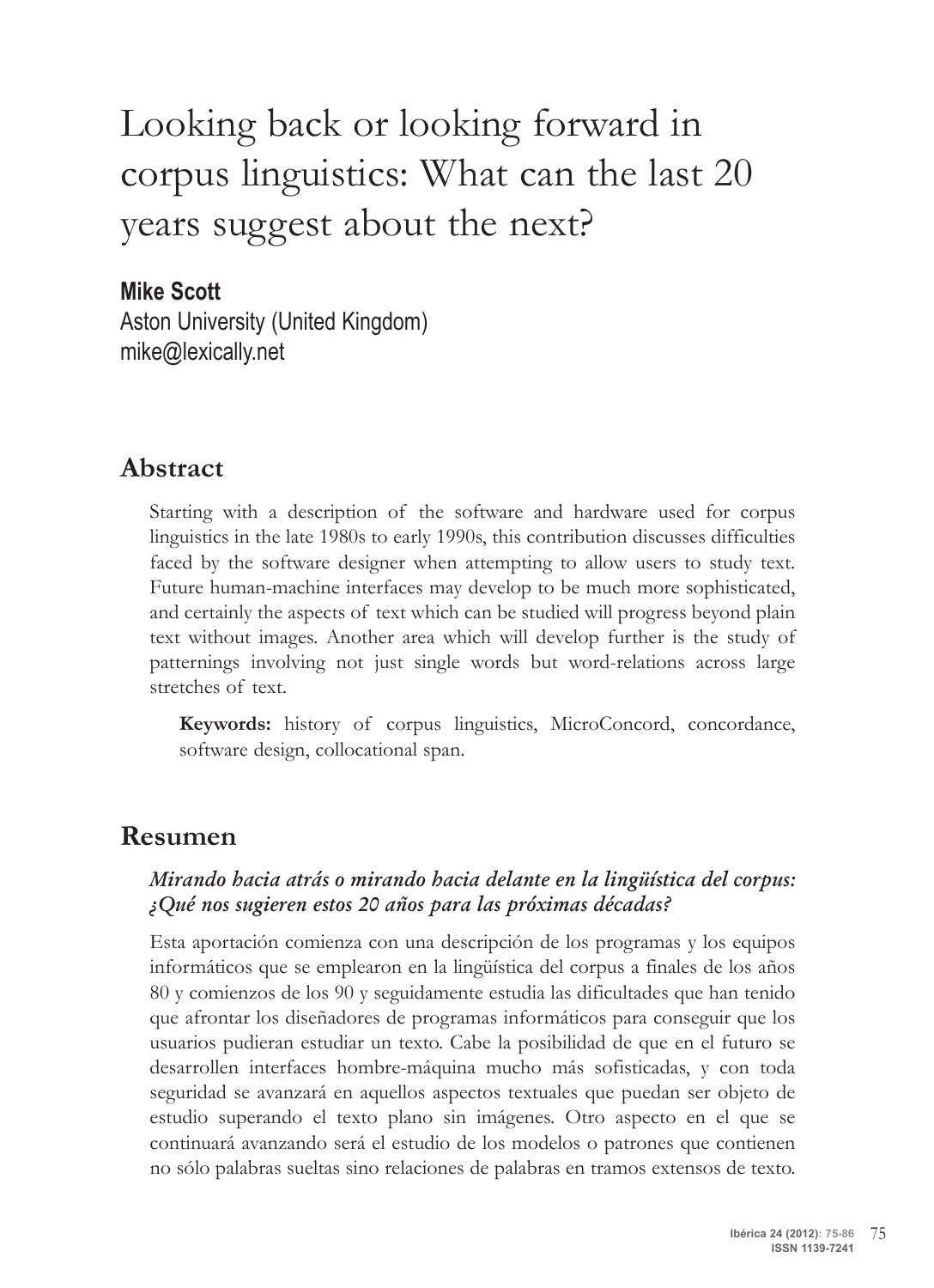# Looking back or looking forward in corpus linguistics: What can the last 20 years suggest about the next?

**Mike Scott**
Aston University (United Kingdom)
mike@lexically.net

## Abstract

Starting with a description of the software and hardware used for corpus linguistics in the late 1980s to early 1990s, this contribution discusses difficulties faced by the software designer when attempting to allow users to study text. Future human-machine interfaces may develop to be much more sophisticated, and certainly the aspects of text which can be studied will progress beyond plain text without images. Another area which will develop further is the study of patternings involving not just single words but word-relations across large stretches of text.

**Keywords:** history of corpus linguistics, MicroConcord, concordance, software design, collocational span.

## Resumen

### *Mirando hacia atrás o mirando hacia delante en la lingüística del corpus: ¿Qué nos sugieren estos 20 años para las próximas décadas?*

Esta aportación comienza con una descripción de los programas y los equipos informáticos que se emplearon en la lingüística del corpus a finales de los años 80 y comienzos de los 90 y seguidamente estudia las dificultades que han tenido que afrontar los diseñadores de programas informáticos para conseguir que los usuarios pudieran estudiar un texto. Cabe la posibilidad de que en el futuro se desarrollen interfaces hombre-máquina mucho más sofisticadas, y con toda seguridad se avanzará en aquellos aspectos textuales que puedan ser objeto de estudio superando el texto plano sin imágenes. Otro aspecto en el que se continuará avanzando será el estudio de los modelos o patrones que contienen no sólo palabras sueltas sino relaciones de palabras en tramos extensos de texto.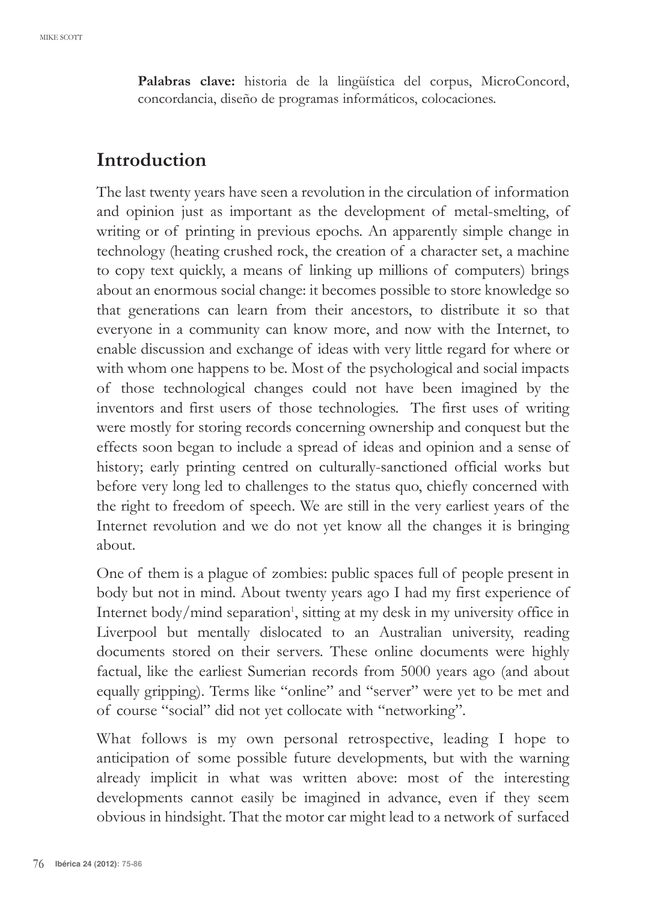**Palabras clave:** historia de la lingüística del corpus, MicroConcord, concordancia, diseño de programas informáticos, colocaciones.

## Introduction

The last twenty years have seen a revolution in the circulation of information and opinion just as important as the development of metal-smelting, of writing or of printing in previous epochs. An apparently simple change in technology (heating crushed rock, the creation of a character set, a machine to copy text quickly, a means of linking up millions of computers) brings about an enormous social change: it becomes possible to store knowledge so that generations can learn from their ancestors, to distribute it so that everyone in a community can know more, and now with the Internet, to enable discussion and exchange of ideas with very little regard for where or with whom one happens to be. Most of the psychological and social impacts of those technological changes could not have been imagined by the inventors and first users of those technologies. The first uses of writing were mostly for storing records concerning ownership and conquest but the effects soon began to include a spread of ideas and opinion and a sense of history; early printing centred on culturally-sanctioned official works but before very long led to challenges to the status quo, chiefly concerned with the right to freedom of speech. We are still in the very earliest years of the Internet revolution and we do not yet know all the changes it is bringing about.

One of them is a plague of zombies: public spaces full of people present in body but not in mind. About twenty years ago I had my first experience of Internet body/mind separation[1], sitting at my desk in my university office in Liverpool but mentally dislocated to an Australian university, reading documents stored on their servers. These online documents were highly factual, like the earliest Sumerian records from 5000 years ago (and about equally gripping). Terms like "online" and "server" were yet to be met and of course "social" did not yet collocate with "networking".

What follows is my own personal retrospective, leading I hope to anticipation of some possible future developments, but with the warning already implicit in what was written above: most of the interesting developments cannot easily be imagined in advance, even if they seem obvious in hindsight. That the motor car might lead to a network of surfaced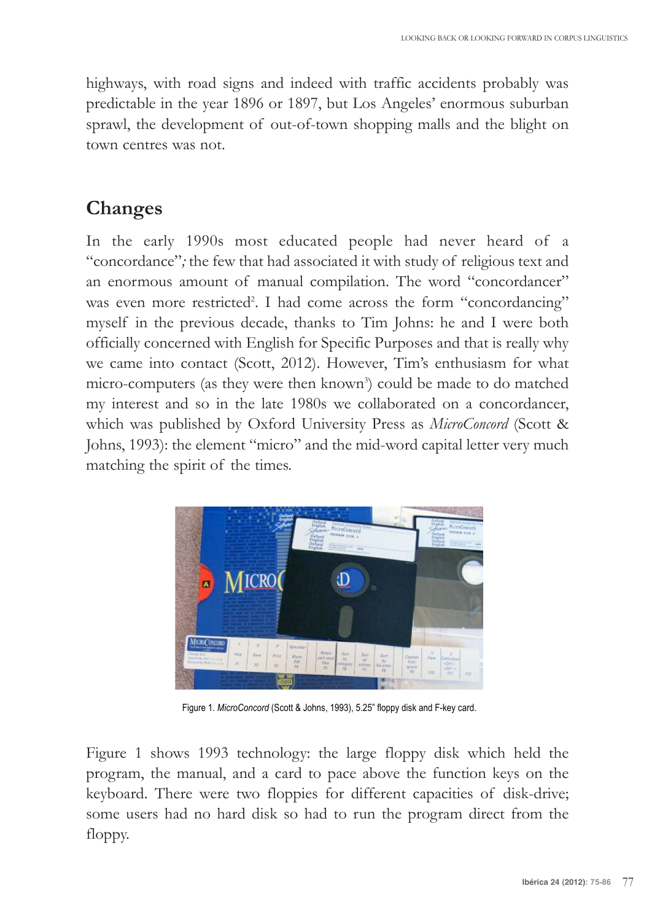highways, with road signs and indeed with traffic accidents probably was predictable in the year 1896 or 1897, but Los Angeles' enormous suburban sprawl, the development of out-of-town shopping malls and the blight on town centres was not.

## Changes

In the early 1990s most educated people had never heard of a "concordance"; the few that had associated it with study of religious text and an enormous amount of manual compilation. The word "concordancer" was even more restricted[2]. I had come across the form "concordancing" myself in the previous decade, thanks to Tim Johns: he and I were both officially concerned with English for Specific Purposes and that is really why we came into contact (Scott, 2012). However, Tim's enthusiasm for what micro-computers (as they were then known[3]) could be made to do matched my interest and so in the late 1980s we collaborated on a concordancer, which was published by Oxford University Press as *MicroConcord* (Scott & Johns, 1993): the element "micro" and the mid-word capital letter very much matching the spirit of the times.

Figure 1. *MicroConcord* (Scott & Johns, 1993), 5.25" floppy disk and F-key card.

Figure 1 shows 1993 technology: the large floppy disk which held the program, the manual, and a card to pace above the function keys on the keyboard. There were two floppies for different capacities of disk-drive; some users had no hard disk so had to run the program direct from the floppy.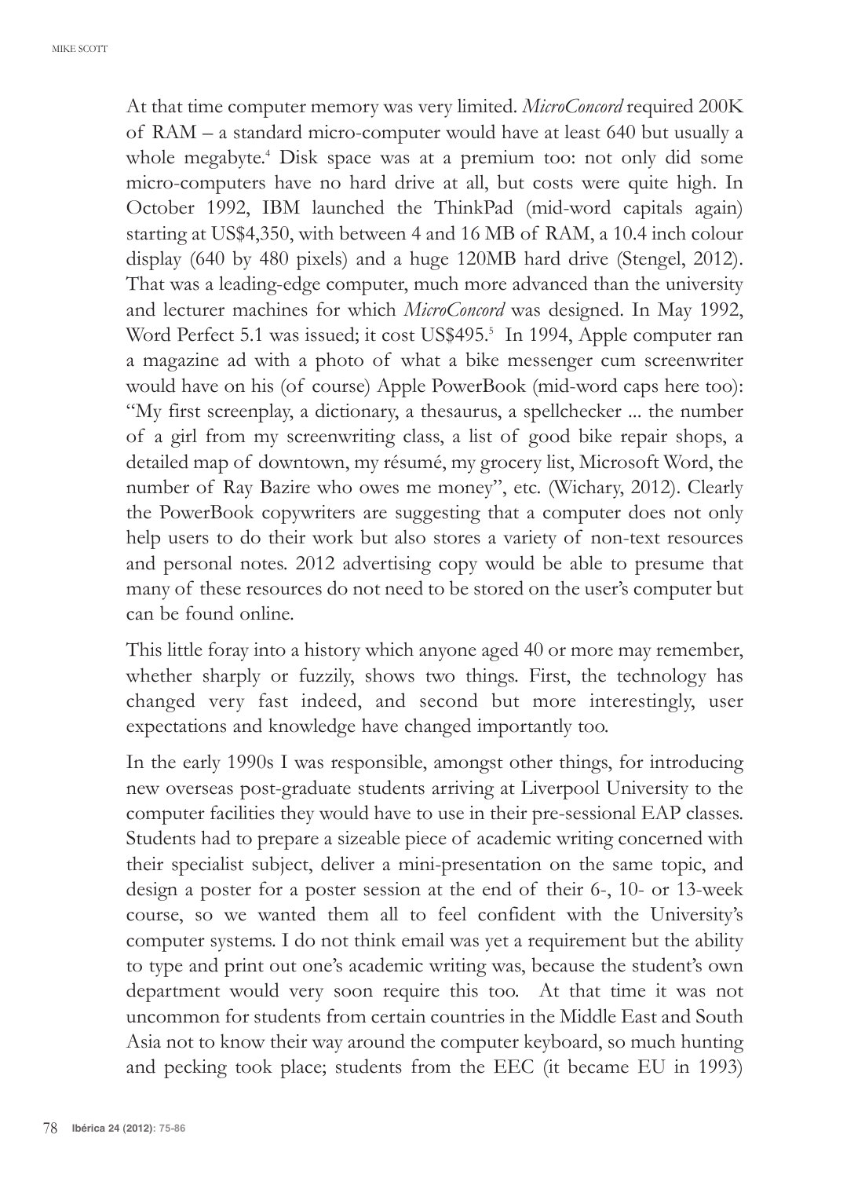At that time computer memory was very limited. *MicroConcord* required 200K of RAM – a standard micro-computer would have at least 640 but usually a whole megabyte.[4] Disk space was at a premium too: not only did some micro-computers have no hard drive at all, but costs were quite high. In October 1992, IBM launched the ThinkPad (mid-word capitals again) starting at US$4,350, with between 4 and 16 MB of RAM, a 10.4 inch colour display (640 by 480 pixels) and a huge 120MB hard drive (Stengel, 2012). That was a leading-edge computer, much more advanced than the university and lecturer machines for which *MicroConcord* was designed. In May 1992, Word Perfect 5.1 was issued; it cost US$495.[5] In 1994, Apple computer ran a magazine ad with a photo of what a bike messenger cum screenwriter would have on his (of course) Apple PowerBook (mid-word caps here too): "My first screenplay, a dictionary, a thesaurus, a spellchecker ... the number of a girl from my screenwriting class, a list of good bike repair shops, a detailed map of downtown, my résumé, my grocery list, Microsoft Word, the number of Ray Bazire who owes me money", etc. (Wichary, 2012). Clearly the PowerBook copywriters are suggesting that a computer does not only help users to do their work but also stores a variety of non-text resources and personal notes. 2012 advertising copy would be able to presume that many of these resources do not need to be stored on the user's computer but can be found online.

This little foray into a history which anyone aged 40 or more may remember, whether sharply or fuzzily, shows two things. First, the technology has changed very fast indeed, and second but more interestingly, user expectations and knowledge have changed importantly too.

In the early 1990s I was responsible, amongst other things, for introducing new overseas post-graduate students arriving at Liverpool University to the computer facilities they would have to use in their pre-sessional EAP classes. Students had to prepare a sizeable piece of academic writing concerned with their specialist subject, deliver a mini-presentation on the same topic, and design a poster for a poster session at the end of their 6-, 10- or 13-week course, so we wanted them all to feel confident with the University's computer systems. I do not think email was yet a requirement but the ability to type and print out one's academic writing was, because the student's own department would very soon require this too. At that time it was not uncommon for students from certain countries in the Middle East and South Asia not to know their way around the computer keyboard, so much hunting and pecking took place; students from the EEC (it became EU in 1993)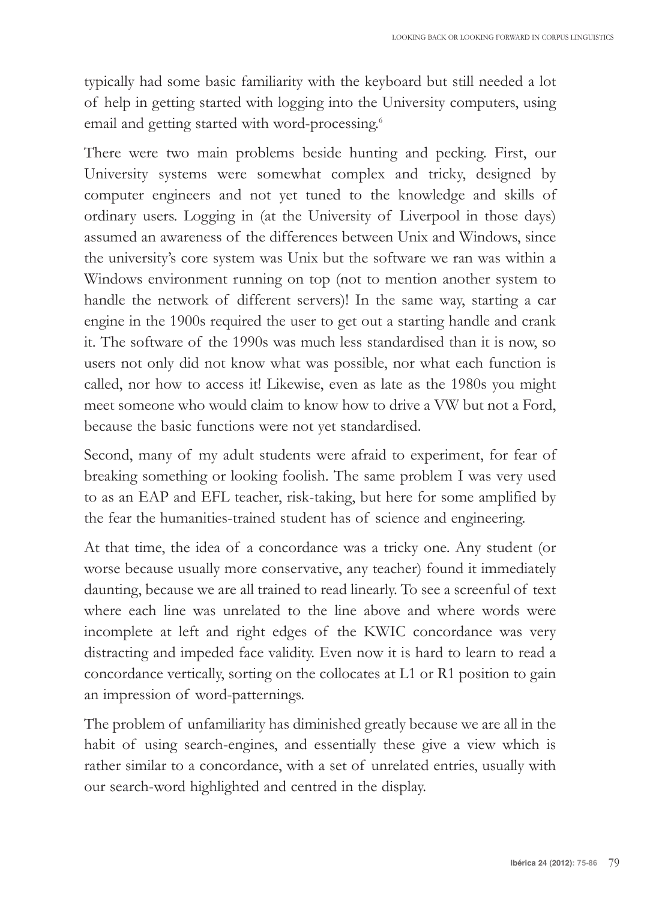typically had some basic familiarity with the keyboard but still needed a lot of help in getting started with logging into the University computers, using email and getting started with word-processing.[6]

There were two main problems beside hunting and pecking. First, our University systems were somewhat complex and tricky, designed by computer engineers and not yet tuned to the knowledge and skills of ordinary users. Logging in (at the University of Liverpool in those days) assumed an awareness of the differences between Unix and Windows, since the university's core system was Unix but the software we ran was within a Windows environment running on top (not to mention another system to handle the network of different servers)! In the same way, starting a car engine in the 1900s required the user to get out a starting handle and crank it. The software of the 1990s was much less standardised than it is now, so users not only did not know what was possible, nor what each function is called, nor how to access it! Likewise, even as late as the 1980s you might meet someone who would claim to know how to drive a VW but not a Ford, because the basic functions were not yet standardised.

Second, many of my adult students were afraid to experiment, for fear of breaking something or looking foolish. The same problem I was very used to as an EAP and EFL teacher, risk-taking, but here for some amplified by the fear the humanities-trained student has of science and engineering.

At that time, the idea of a concordance was a tricky one. Any student (or worse because usually more conservative, any teacher) found it immediately daunting, because we are all trained to read linearly. To see a screenful of text where each line was unrelated to the line above and where words were incomplete at left and right edges of the KWIC concordance was very distracting and impeded face validity. Even now it is hard to learn to read a concordance vertically, sorting on the collocates at L1 or R1 position to gain an impression of word-patternings.

The problem of unfamiliarity has diminished greatly because we are all in the habit of using search-engines, and essentially these give a view which is rather similar to a concordance, with a set of unrelated entries, usually with our search-word highlighted and centred in the display.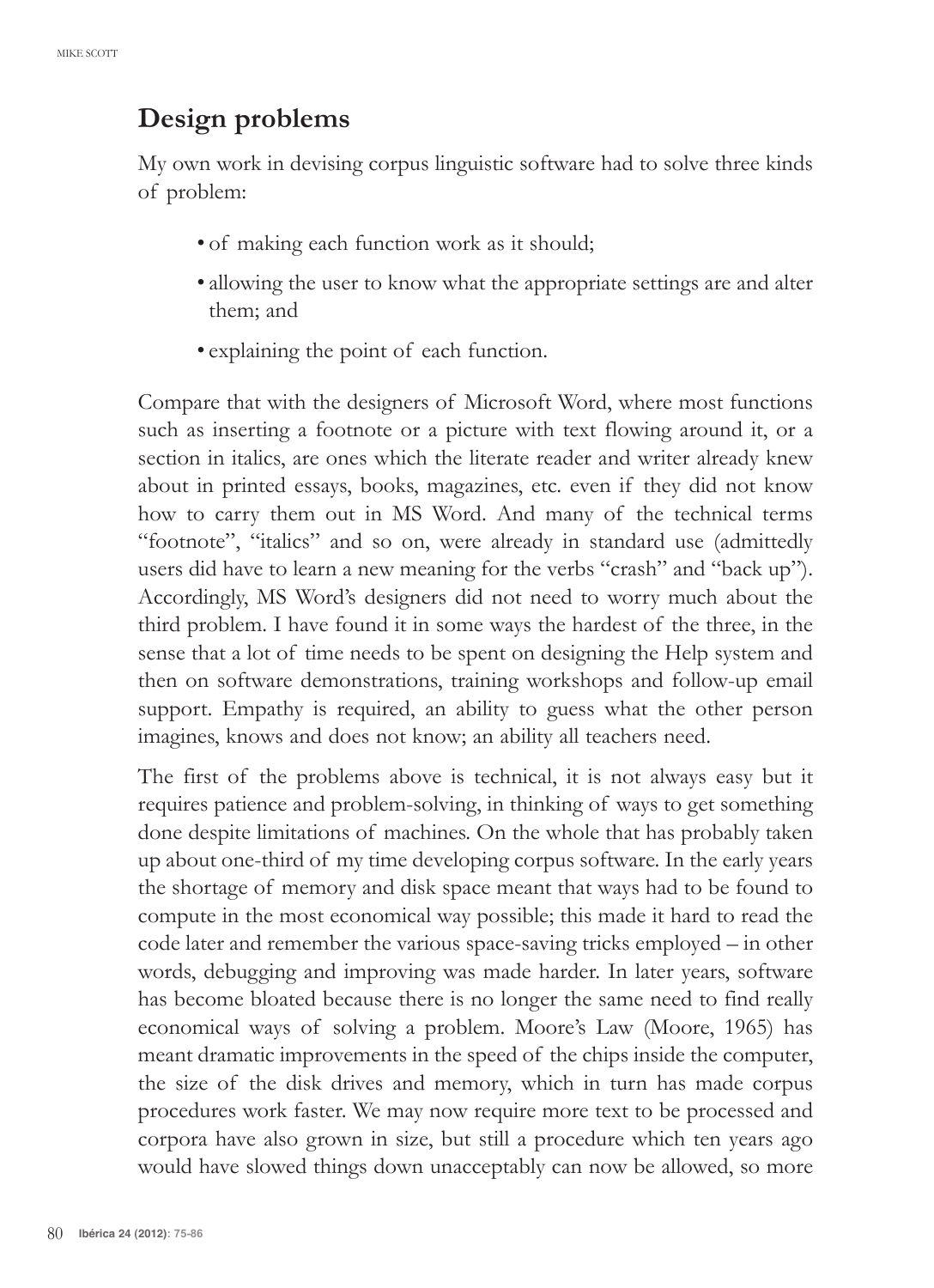## Design problems

My own work in devising corpus linguistic software had to solve three kinds of problem:

- of making each function work as it should;
- allowing the user to know what the appropriate settings are and alter them; and
- explaining the point of each function.

Compare that with the designers of Microsoft Word, where most functions such as inserting a footnote or a picture with text flowing around it, or a section in italics, are ones which the literate reader and writer already knew about in printed essays, books, magazines, etc. even if they did not know how to carry them out in MS Word. And many of the technical terms "footnote", "italics" and so on, were already in standard use (admittedly users did have to learn a new meaning for the verbs "crash" and "back up"). Accordingly, MS Word's designers did not need to worry much about the third problem. I have found it in some ways the hardest of the three, in the sense that a lot of time needs to be spent on designing the Help system and then on software demonstrations, training workshops and follow-up email support. Empathy is required, an ability to guess what the other person imagines, knows and does not know; an ability all teachers need.

The first of the problems above is technical, it is not always easy but it requires patience and problem-solving, in thinking of ways to get something done despite limitations of machines. On the whole that has probably taken up about one-third of my time developing corpus software. In the early years the shortage of memory and disk space meant that ways had to be found to compute in the most economical way possible; this made it hard to read the code later and remember the various space-saving tricks employed – in other words, debugging and improving was made harder. In later years, software has become bloated because there is no longer the same need to find really economical ways of solving a problem. Moore's Law (Moore, 1965) has meant dramatic improvements in the speed of the chips inside the computer, the size of the disk drives and memory, which in turn has made corpus procedures work faster. We may now require more text to be processed and corpora have also grown in size, but still a procedure which ten years ago would have slowed things down unacceptably can now be allowed, so more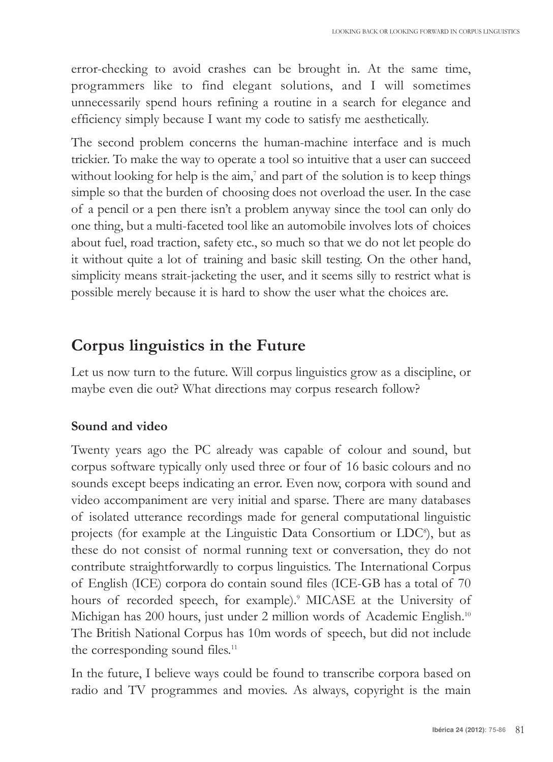error-checking to avoid crashes can be brought in. At the same time, programmers like to find elegant solutions, and I will sometimes unnecessarily spend hours refining a routine in a search for elegance and efficiency simply because I want my code to satisfy me aesthetically.

The second problem concerns the human-machine interface and is much trickier. To make the way to operate a tool so intuitive that a user can succeed without looking for help is the aim,[7] and part of the solution is to keep things simple so that the burden of choosing does not overload the user. In the case of a pencil or a pen there isn't a problem anyway since the tool can only do one thing, but a multi-faceted tool like an automobile involves lots of choices about fuel, road traction, safety etc., so much so that we do not let people do it without quite a lot of training and basic skill testing. On the other hand, simplicity means strait-jacketing the user, and it seems silly to restrict what is possible merely because it is hard to show the user what the choices are.

## Corpus linguistics in the Future

Let us now turn to the future. Will corpus linguistics grow as a discipline, or maybe even die out? What directions may corpus research follow?

### Sound and video

Twenty years ago the PC already was capable of colour and sound, but corpus software typically only used three or four of 16 basic colours and no sounds except beeps indicating an error. Even now, corpora with sound and video accompaniment are very initial and sparse. There are many databases of isolated utterance recordings made for general computational linguistic projects (for example at the Linguistic Data Consortium or LDC[8]), but as these do not consist of normal running text or conversation, they do not contribute straightforwardly to corpus linguistics. The International Corpus of English (ICE) corpora do contain sound files (ICE-GB has a total of 70 hours of recorded speech, for example).[9] MICASE at the University of Michigan has 200 hours, just under 2 million words of Academic English.[10] The British National Corpus has 10m words of speech, but did not include the corresponding sound files.[11]

In the future, I believe ways could be found to transcribe corpora based on radio and TV programmes and movies. As always, copyright is the main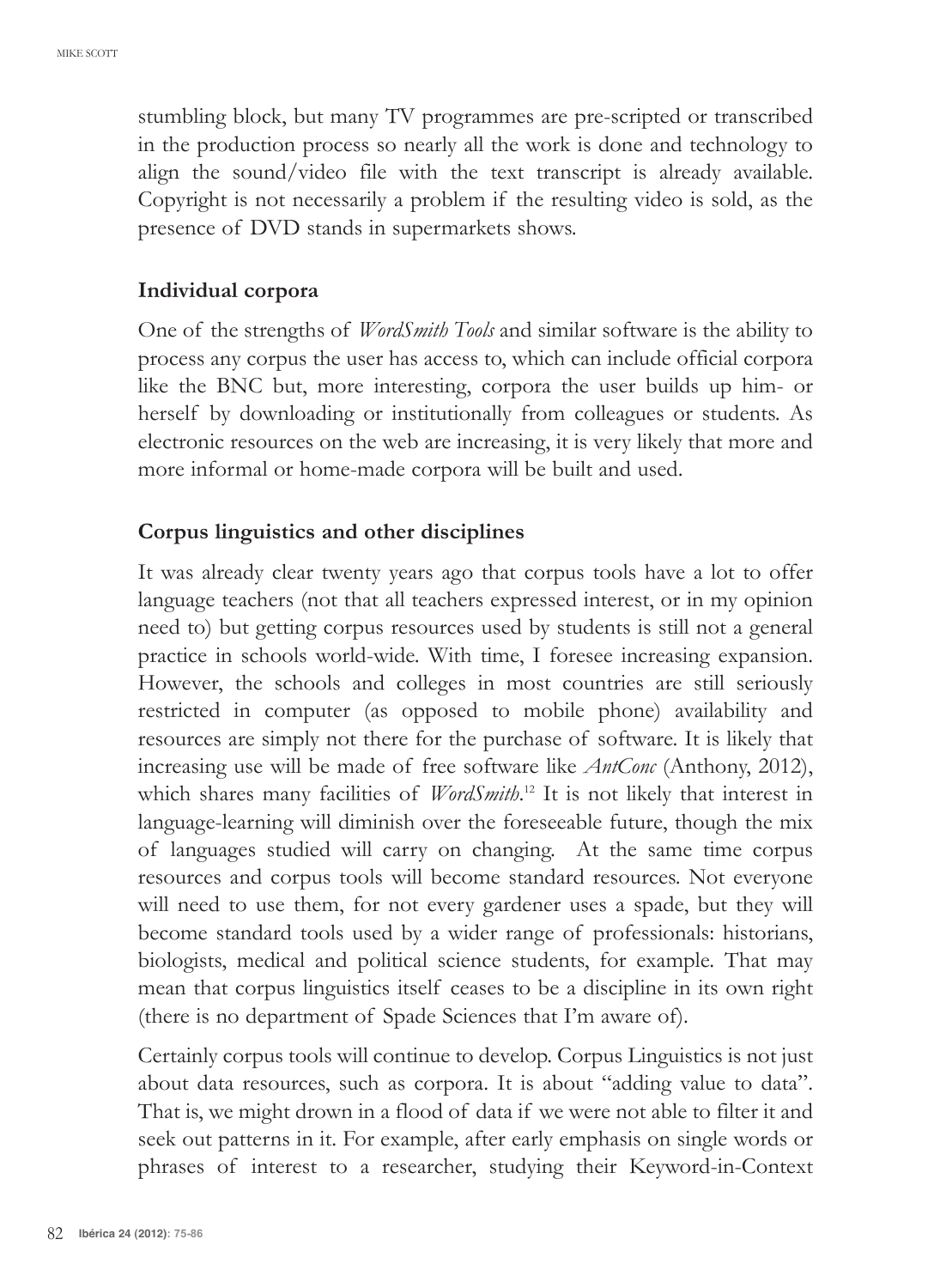stumbling block, but many TV programmes are pre-scripted or transcribed in the production process so nearly all the work is done and technology to align the sound/video file with the text transcript is already available. Copyright is not necessarily a problem if the resulting video is sold, as the presence of DVD stands in supermarkets shows.

### Individual corpora

One of the strengths of *WordSmith Tools* and similar software is the ability to process any corpus the user has access to, which can include official corpora like the BNC but, more interesting, corpora the user builds up him- or herself by downloading or institutionally from colleagues or students. As electronic resources on the web are increasing, it is very likely that more and more informal or home-made corpora will be built and used.

### Corpus linguistics and other disciplines

It was already clear twenty years ago that corpus tools have a lot to offer language teachers (not that all teachers expressed interest, or in my opinion need to) but getting corpus resources used by students is still not a general practice in schools world-wide. With time, I foresee increasing expansion. However, the schools and colleges in most countries are still seriously restricted in computer (as opposed to mobile phone) availability and resources are simply not there for the purchase of software. It is likely that increasing use will be made of free software like *AntConc* (Anthony, 2012), which shares many facilities of *WordSmith*.[12] It is not likely that interest in language-learning will diminish over the foreseeable future, though the mix of languages studied will carry on changing. At the same time corpus resources and corpus tools will become standard resources. Not everyone will need to use them, for not every gardener uses a spade, but they will become standard tools used by a wider range of professionals: historians, biologists, medical and political science students, for example. That may mean that corpus linguistics itself ceases to be a discipline in its own right (there is no department of Spade Sciences that I'm aware of).

Certainly corpus tools will continue to develop. Corpus Linguistics is not just about data resources, such as corpora. It is about "adding value to data". That is, we might drown in a flood of data if we were not able to filter it and seek out patterns in it. For example, after early emphasis on single words or phrases of interest to a researcher, studying their Keyword-in-Context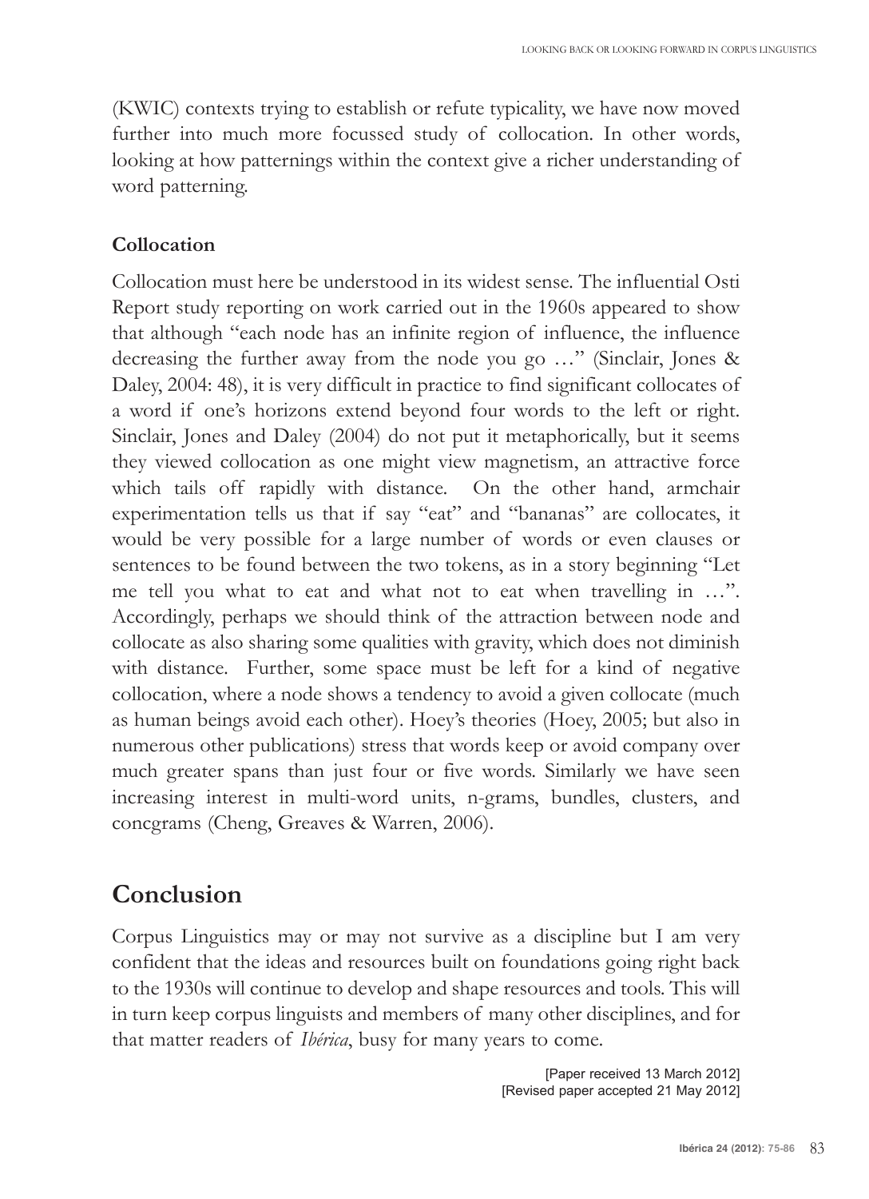(KWIC) contexts trying to establish or refute typicality, we have now moved further into much more focussed study of collocation. In other words, looking at how patternings within the context give a richer understanding of word patterning.

### Collocation

Collocation must here be understood in its widest sense. The influential Osti Report study reporting on work carried out in the 1960s appeared to show that although "each node has an infinite region of influence, the influence decreasing the further away from the node you go …" (Sinclair, Jones & Daley, 2004: 48), it is very difficult in practice to find significant collocates of a word if one's horizons extend beyond four words to the left or right. Sinclair, Jones and Daley (2004) do not put it metaphorically, but it seems they viewed collocation as one might view magnetism, an attractive force which tails off rapidly with distance. On the other hand, armchair experimentation tells us that if say "eat" and "bananas" are collocates, it would be very possible for a large number of words or even clauses or sentences to be found between the two tokens, as in a story beginning "Let me tell you what to eat and what not to eat when travelling in …". Accordingly, perhaps we should think of the attraction between node and collocate as also sharing some qualities with gravity, which does not diminish with distance. Further, some space must be left for a kind of negative collocation, where a node shows a tendency to avoid a given collocate (much as human beings avoid each other). Hoey's theories (Hoey, 2005; but also in numerous other publications) stress that words keep or avoid company over much greater spans than just four or five words. Similarly we have seen increasing interest in multi-word units, n-grams, bundles, clusters, and concgrams (Cheng, Greaves & Warren, 2006).

## Conclusion

Corpus Linguistics may or may not survive as a discipline but I am very confident that the ideas and resources built on foundations going right back to the 1930s will continue to develop and shape resources and tools. This will in turn keep corpus linguists and members of many other disciplines, and for that matter readers of *Ibérica*, busy for many years to come.

[Paper received 13 March 2012]
[Revised paper accepted 21 May 2012]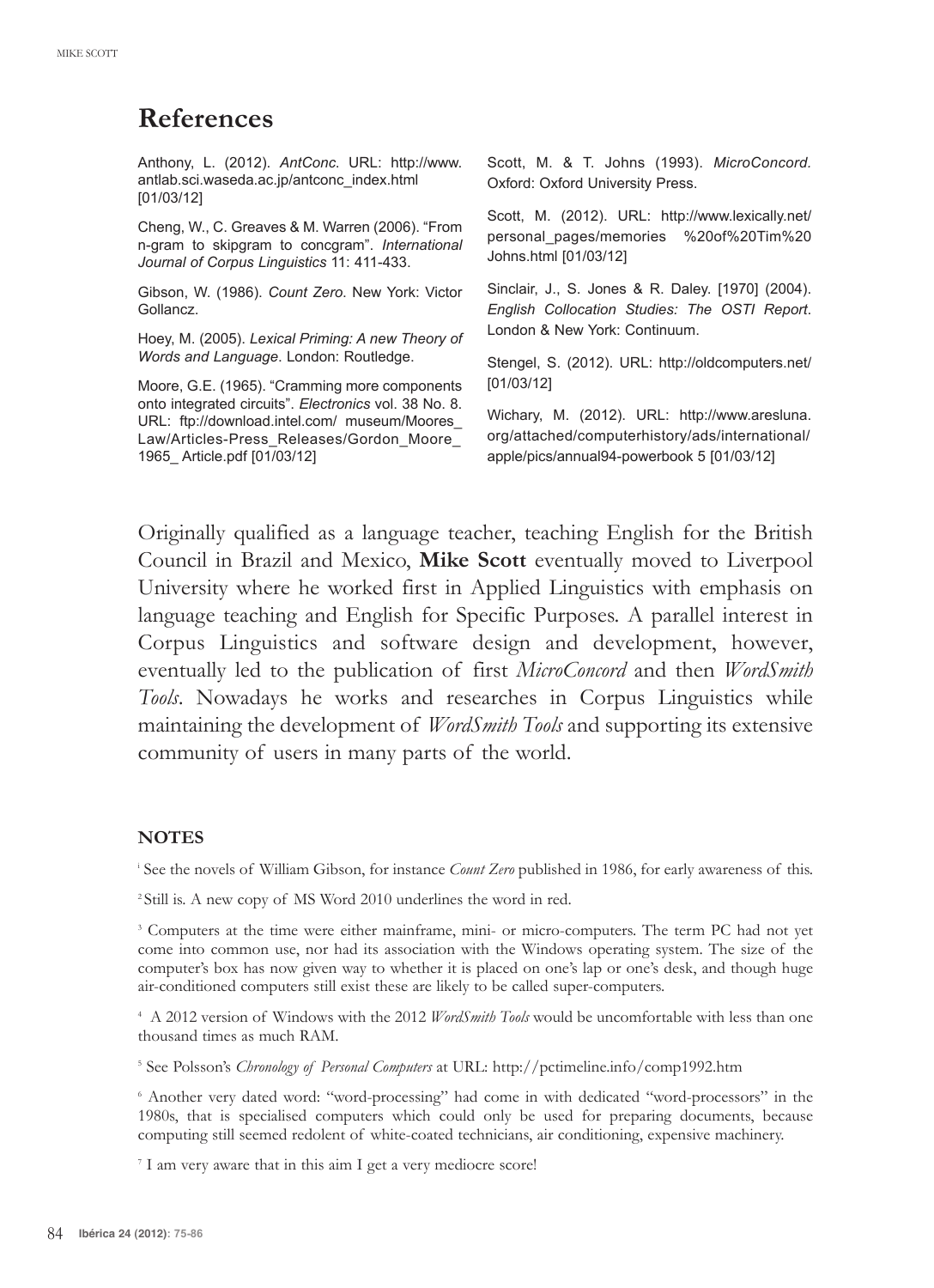## References

Anthony, L. (2012). *AntConc*. URL: http://www.antlab.sci.waseda.ac.jp/antconc_index.html [01/03/12]

Cheng, W., C. Greaves & M. Warren (2006). "From n-gram to skipgram to concgram". *International Journal of Corpus Linguistics* 11: 411-433.

Gibson, W. (1986). *Count Zero*. New York: Victor Gollancz.

Hoey, M. (2005). *Lexical Priming: A new Theory of Words and Language*. London: Routledge.

Moore, G.E. (1965). "Cramming more components onto integrated circuits". *Electronics* vol. 38 No. 8. URL: ftp://download.intel.com/ museum/Moores_Law/Articles-Press_Releases/Gordon_Moore_1965_ Article.pdf [01/03/12]

Scott, M. & T. Johns (1993). *MicroConcord.* Oxford: Oxford University Press.

Scott, M. (2012). URL: http://www.lexically.net/personal_pages/memories %20of%20Tim%20 Johns.html [01/03/12]

Sinclair, J., S. Jones & R. Daley. [1970] (2004). *English Collocation Studies: The OSTI Report*. London & New York: Continuum.

Stengel, S. (2012). URL: http://oldcomputers.net/ [01/03/12]

Wichary, M. (2012). URL: http://www.aresluna.org/attached/computerhistory/ads/international/apple/pics/annual94-powerbook 5 [01/03/12]

Originally qualified as a language teacher, teaching English for the British Council in Brazil and Mexico, **Mike Scott** eventually moved to Liverpool University where he worked first in Applied Linguistics with emphasis on language teaching and English for Specific Purposes. A parallel interest in Corpus Linguistics and software design and development, however, eventually led to the publication of first *MicroConcord* and then *WordSmith Tools*. Nowadays he works and researches in Corpus Linguistics while maintaining the development of *WordSmith Tools* and supporting its extensive community of users in many parts of the world.

### NOTES

[i] See the novels of William Gibson, for instance *Count Zero* published in 1986, for early awareness of this.

[2] Still is. A new copy of MS Word 2010 underlines the word in red.

[3] Computers at the time were either mainframe, mini- or micro-computers. The term PC had not yet come into common use, nor had its association with the Windows operating system. The size of the computer's box has now given way to whether it is placed on one's lap or one's desk, and though huge air-conditioned computers still exist these are likely to be called super-computers.

[4] A 2012 version of Windows with the 2012 *WordSmith Tools* would be uncomfortable with less than one thousand times as much RAM.

[5] See Polsson's *Chronology of Personal Computers* at URL: http://pctimeline.info/comp1992.htm

[6] Another very dated word: "word-processing" had come in with dedicated "word-processors" in the 1980s, that is specialised computers which could only be used for preparing documents, because computing still seemed redolent of white-coated technicians, air conditioning, expensive machinery.

[7] I am very aware that in this aim I get a very mediocre score!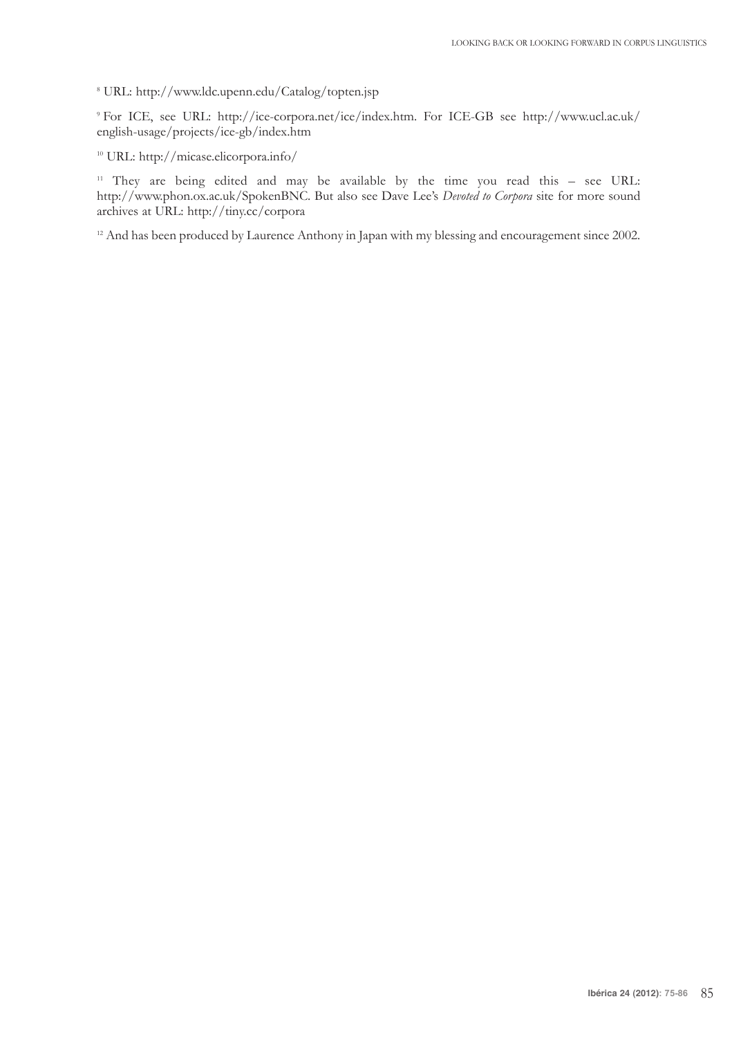[8] URL: http://www.ldc.upenn.edu/Catalog/topten.jsp

[9] For ICE, see URL: http://ice-corpora.net/ice/index.htm. For ICE-GB see http://www.ucl.ac.uk/english-usage/projects/ice-gb/index.htm

[10] URL: http://micase.elicorpora.info/

[11] They are being edited and may be available by the time you read this – see URL: http://www.phon.ox.ac.uk/SpokenBNC. But also see Dave Lee's *Devoted to Corpora* site for more sound archives at URL: http://tiny.cc/corpora

[12] And has been produced by Laurence Anthony in Japan with my blessing and encouragement since 2002.